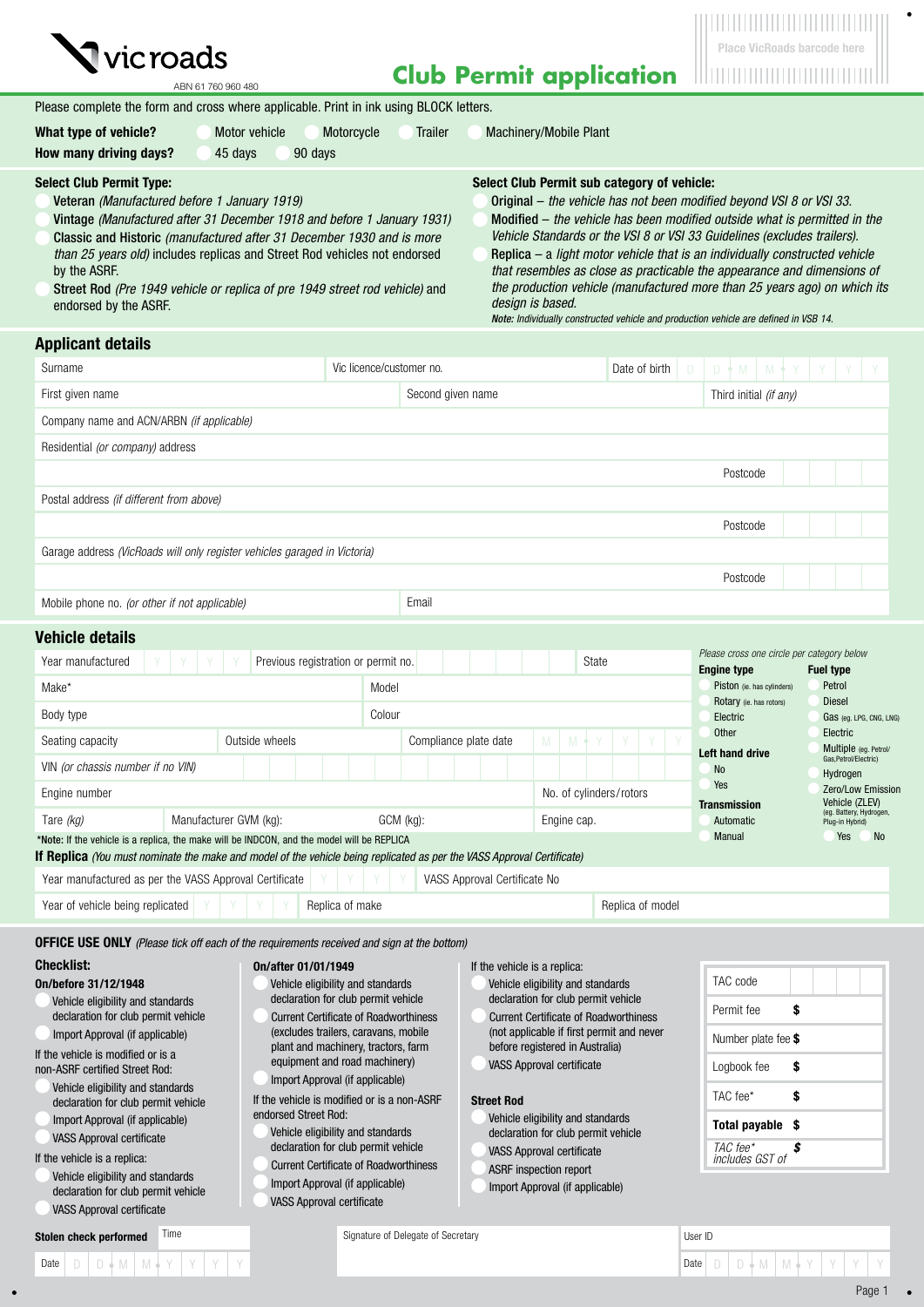vicroads

ABN 61 760 960 480

# Club Permit application

Place VicRoads barcode here

Please complete the form and cross where applicable. Print in ink using BLOCK letters.

**What type of vehicle?** ◯ Motor vehicle ◯ Motorcycle ◯ Trailer ◯ Machinery/Mobile Plant

**How many driving days?** ◯ 45 days ◯ 90 days

**Select Club Permit Type:**

- ◯ **Veteran** *(Manufactured before 1 January 1919)*
- ◯ **Vintage** *(Manufactured after 31 December 1918 and before 1 January 1931)*
- ◯ **Classic and Historic** *(manufactured after 31 December 1930 and is more than 25 years old)* includes replicas and Street Rod vehicles not endorsed by the ASRF.
- ◯ **Street Rod** *(Pre 1949 vehicle or replica of pre 1949 street rod vehicle)* and endorsed by the ASRF.

**Select Club Permit sub category of vehicle:**

- ◯ **Original** – *the vehicle has not been modified beyond VSI 8 or VSI 33.*
- ◯ **Modified** – *the vehicle has been modified outside what is permitted in the Vehicle Standards or the VSI 8 or VSI 33 Guidelines (excludes trailers).*
- ◯ **Replica** – a *light motor vehicle that is an individually constructed vehicle that resembles as close as practicable the appearance and dimensions of the production vehicle (manufactured more than 25 years ago) on which its design is based.*

***Note:** Individually constructed vehicle and production vehicle are defined in VSB 14.*

## Applicant details

| Surname | Vic licence/customer no. | Date of birth D D M M Y Y Y Y |
|---|---|---|
| First given name | Second given name | Third initial *(if any)* |

Company name and ACN/ARBN *(if applicable)*

Residential *(or company)* address

Postcode

Postal address *(if different from above)*

Postcode

Garage address *(VicRoads will only register vehicles garaged in Victoria)*

Postcode

| Mobile phone no. *(or other if not applicable)* | Email |
|---|---|

## Vehicle details

| Year manufactured Y Y Y Y | Previous registration or permit no. | State |
|---|---|---|
| Make* | Model | |
| Body type | Colour | |
| Seating capacity | Outside wheels | Compliance plate date M M Y Y Y Y |
| VIN *(or chassis number if no VIN)* | | |
| Engine number | | No. of cylinders/rotors |
| Tare *(kg)* | Manufacturer GVM (kg): GCM (kg): | Engine cap. |

*Please cross one circle per category below*

**Engine type**
- ◯ Piston (ie. has cylinders)
- ◯ Rotary (ie. has rotors)
- ◯ Electric
- ◯ Other

**Left hand drive**
- ◯ No
- ◯ Yes

**Transmission**
- ◯ Automatic
- ◯ Manual

**Fuel type**
- ◯ Petrol
- ◯ Diesel
- ◯ Gas (eg. LPG, CNG, LNG)
- ◯ Electric
- ◯ Multiple (eg. Petrol/Gas,Petrol/Electric)
- ◯ Hydrogen
- Zero/Low Emission Vehicle (ZLEV) (eg. Battery, Hydrogen, Plug-in Hybrid) ◯ Yes ◯ No

*Note: If the vehicle is a replica, the make will be INDCON, and the model will be REPLICA

**If Replica** *(You must nominate the make and model of the vehicle being replicated as per the VASS Approval Certificate)*

| Year manufactured as per the VASS Approval Certificate Y Y Y Y | VASS Approval Certificate No | |
|---|---|---|
| Year of vehicle being replicated Y Y Y Y | Replica of make | Replica of model |

**OFFICE USE ONLY** *(Please tick off each of the requirements received and sign at the bottom)*

**Checklist:**

**On/before 31/12/1948**
- ◯ Vehicle eligibility and standards declaration for club permit vehicle
- ◯ Import Approval (if applicable)

If the vehicle is modified or is a non-ASRF certified Street Rod:
- ◯ Vehicle eligibility and standards declaration for club permit vehicle
- ◯ Import Approval (if applicable)
- ◯ VASS Approval certificate

If the vehicle is a replica:
- ◯ Vehicle eligibility and standards declaration for club permit vehicle
- ◯ VASS Approval certificate

**On/after 01/01/1949**
- ◯ Vehicle eligibility and standards declaration for club permit vehicle
- ◯ Current Certificate of Roadworthiness (excludes trailers, caravans, mobile plant and machinery, tractors, farm equipment and road machinery)
- ◯ Import Approval (if applicable)

If the vehicle is modified or is a non-ASRF endorsed Street Rod:
- ◯ Vehicle eligibility and standards declaration for club permit vehicle
- ◯ Current Certificate of Roadworthiness
- ◯ Import Approval (if applicable)
- ◯ VASS Approval certificate

If the vehicle is a replica:
- ◯ Vehicle eligibility and standards declaration for club permit vehicle
- ◯ Current Certificate of Roadworthiness (not applicable if first permit and never before registered in Australia)
- ◯ VASS Approval certificate

**Street Rod**
- ◯ Vehicle eligibility and standards declaration for club permit vehicle
- ◯ VASS Approval certificate
- ◯ ASRF inspection report
- ◯ Import Approval (if applicable)

| TAC code | |
|---|---|
| Permit fee | $ |
| Number plate fee | $ |
| Logbook fee | $ |
| TAC fee* | $ |
| **Total payable** | **$** |
| *TAC fee* includes GST of* | *$* |

| Stolen check performed Time | Signature of Delegate of Secretary | User ID |
|---|---|---|
| Date D D M M Y Y Y Y | | Date D D M M Y Y Y Y |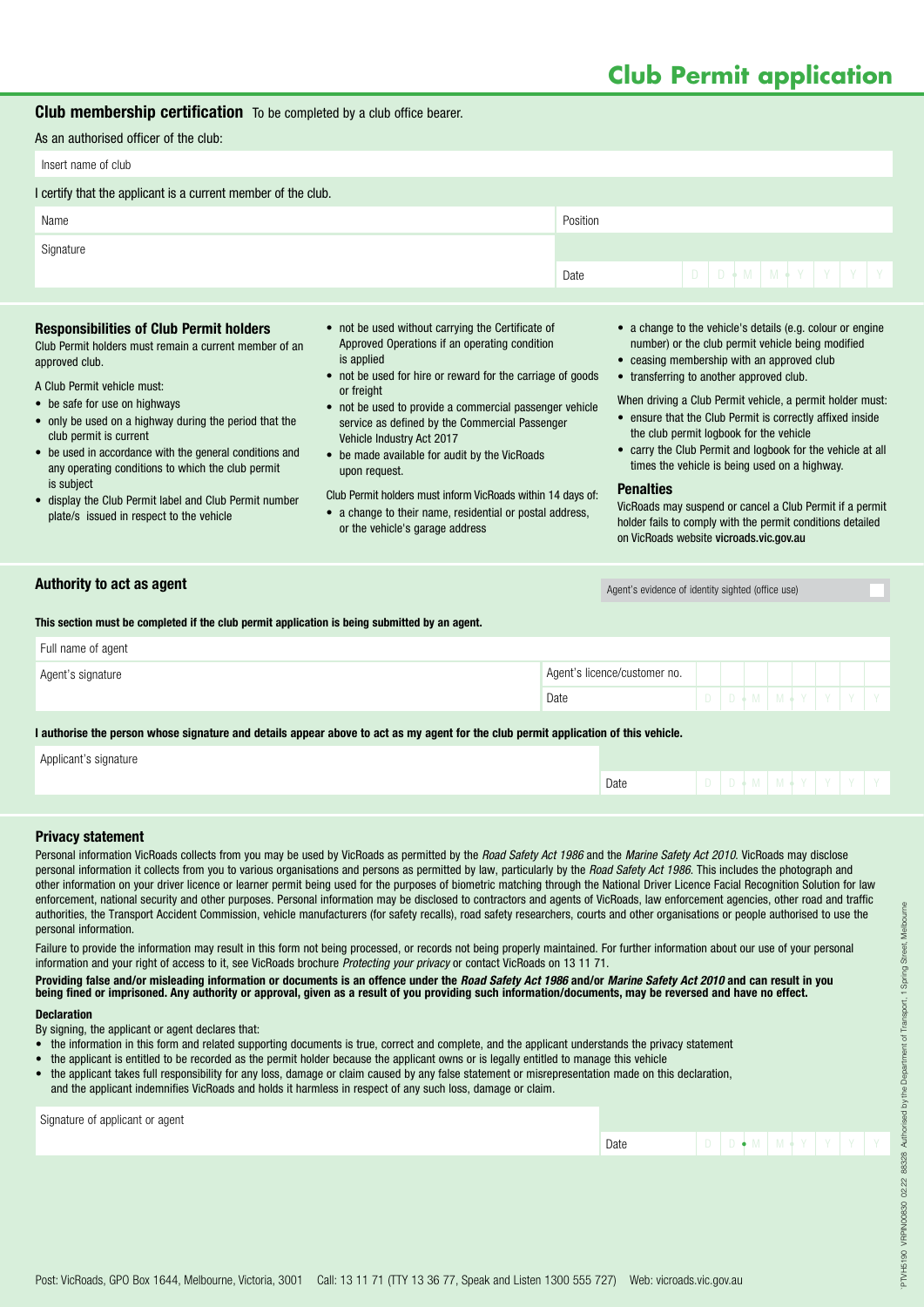# Club Permit application

## Club membership certification

To be completed by a club office bearer.

As an authorised officer of the club:

| |
|---|
| Insert name of club |

I certify that the applicant is a current member of the club.

| | |
|---|---|
| Name | Position |
| Signature | Date D D M M Y Y Y Y |

### Responsibilities of Club Permit holders

Club Permit holders must remain a current member of an approved club.

A Club Permit vehicle must:

- be safe for use on highways
- only be used on a highway during the period that the club permit is current
- be used in accordance with the general conditions and any operating conditions to which the club permit is subject
- display the Club Permit label and Club Permit number plate/s issued in respect to the vehicle
- not be used without carrying the Certificate of Approved Operations if an operating condition is applied
- not be used for hire or reward for the carriage of goods or freight
- not be used to provide a commercial passenger vehicle service as defined by the Commercial Passenger Vehicle Industry Act 2017
- be made available for audit by the VicRoads upon request.

Club Permit holders must inform VicRoads within 14 days of:

- a change to their name, residential or postal address, or the vehicle's garage address
- a change to the vehicle's details (e.g. colour or engine number) or the club permit vehicle being modified
- ceasing membership with an approved club
- transferring to another approved club.

When driving a Club Permit vehicle, a permit holder must:

- ensure that the Club Permit is correctly affixed inside the club permit logbook for the vehicle
- carry the Club Permit and logbook for the vehicle at all times the vehicle is being used on a highway.

### Penalties

VicRoads may suspend or cancel a Club Permit if a permit holder fails to comply with the permit conditions detailed on VicRoads website vicroads.vic.gov.au

## Authority to act as agent

Agent's evidence of identity sighted (office use) ☐

**This section must be completed if the club permit application is being submitted by an agent.**

| | |
|---|---|
| Full name of agent | |
| Agent's signature | Agent's licence/customer no. |
| | Date D D M M Y Y Y Y |

**I authorise the person whose signature and details appear above to act as my agent for the club permit application of this vehicle.**

| | |
|---|---|
| Applicant's signature | Date D D M M Y Y Y Y |

### Privacy statement

Personal information VicRoads collects from you may be used by VicRoads as permitted by the *Road Safety Act 1986* and the *Marine Safety Act 2010*. VicRoads may disclose personal information it collects from you to various organisations and persons as permitted by law, particularly by the *Road Safety Act 1986*. This includes the photograph and other information on your driver licence or learner permit being used for the purposes of biometric matching through the National Driver Licence Facial Recognition Solution for law enforcement, national security and other purposes. Personal information may be disclosed to contractors and agents of VicRoads, law enforcement agencies, other road and traffic authorities, the Transport Accident Commission, vehicle manufacturers (for safety recalls), road safety researchers, courts and other organisations or people authorised to use the personal information.

Failure to provide the information may result in this form not being processed, or records not being properly maintained. For further information about our use of your personal information and your right of access to it, see VicRoads brochure *Protecting your privacy* or contact VicRoads on 13 11 71.

**Providing false and/or misleading information or documents is an offence under the *Road Safety Act 1986* and/or *Marine Safety Act 2010* and can result in you being fined or imprisoned. Any authority or approval, given as a result of you providing such information/documents, may be reversed and have no effect.**

#### Declaration

By signing, the applicant or agent declares that:

- the information in this form and related supporting documents is true, correct and complete, and the applicant understands the privacy statement
- the applicant is entitled to be recorded as the permit holder because the applicant owns or is legally entitled to manage this vehicle
- the applicant takes full responsibility for any loss, damage or claim caused by any false statement or misrepresentation made on this declaration, and the applicant indemnifies VicRoads and holds it harmless in respect of any such loss, damage or claim.

| | |
|---|---|
| Signature of applicant or agent | Date D D M M Y Y Y Y |

Post: VicRoads, GPO Box 1644, Melbourne, Victoria, 3001  Call: 13 11 71 (TTY 13 36 77, Speak and Listen 1300 555 727)  Web: vicroads.vic.gov.au

PTVH5190 VRPN00830 02.22 88328 Authorised by the Department of Transport, 1 Spring Street, Melbourne